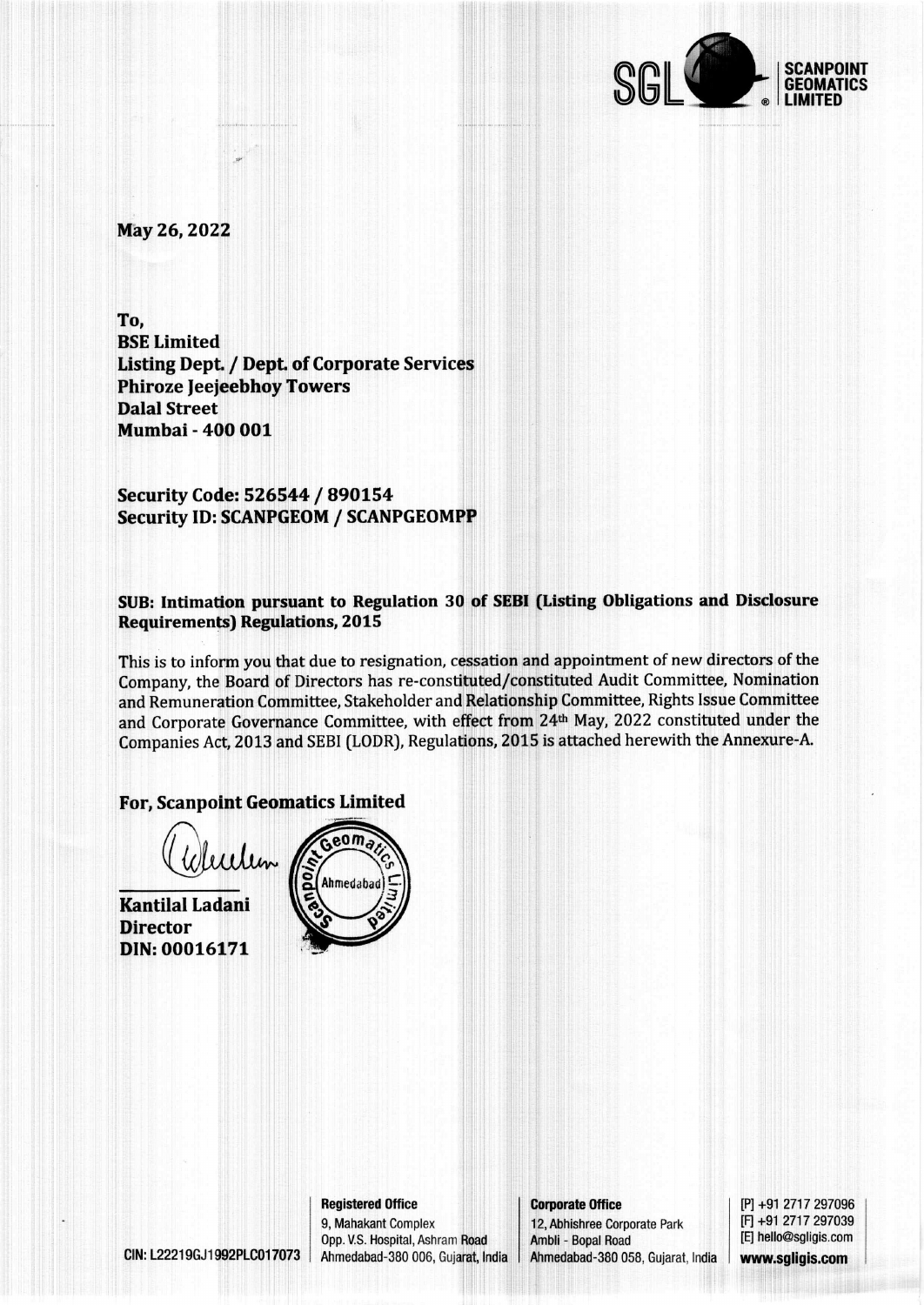May 26, 2022

**To,**
**BSE Limited**
**Listing Dept. / Dept. of Corporate Services**
**Phiroze Jeejeebhoy Towers**
**Dalal Street**
**Mumbai - 400 001**

**Security Code: 526544 / 890154**
**Security ID: SCANPGEOM / SCANPGEOMPP**

**SUB: Intimation pursuant to Regulation 30 of SEBI (Listing Obligations and Disclosure Requirements) Regulations, 2015**

This is to inform you that due to resignation, cessation and appointment of new directors of the Company, the Board of Directors has re-constituted/constituted Audit Committee, Nomination and Remuneration Committee, Stakeholder and Relationship Committee, Rights Issue Committee and Corporate Governance Committee, with effect from 24th May, 2022 constituted under the Companies Act, 2013 and SEBI (LODR), Regulations, 2015 is attached herewith the Annexure-A.

**For, Scanpoint Geomatics Limited**

**Kantilal Ladani**
**Director**
**DIN: 00016171**

CIN: L22219GJ1992PLC017073

**Registered Office**
9, Mahakant Complex
Opp. V.S. Hospital, Ashram Road
Ahmedabad-380 006, Gujarat, India

**Corporate Office**
12, Abhishree Corporate Park
Ambli - Bopal Road
Ahmedabad-380 058, Gujarat, India

[P] +91 2717 297096
[F] +91 2717 297039
[E] hello@sgligis.com
**www.sgligis.com**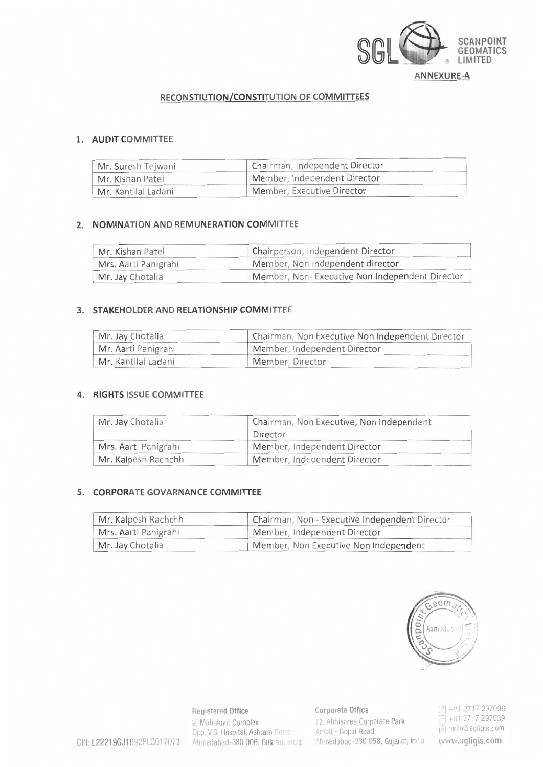ANNEXURE-A

## RECONSTIUTION/CONSTITUTION OF COMMITTEES

### 1. AUDIT COMMITTEE

| | |
|---|---|
| Mr. Suresh Tejwani | Chairman, Independent Director |
| Mr. Kishan Patel | Member, Independent Director |
| Mr. Kantilal Ladani | Member, Executive Director |

### 2. NOMINATION AND REMUNERATION COMMITTEE

| | |
|---|---|
| Mr. Kishan Patel | Chairperson, Independent Director |
| Mrs. Aarti Panigrahi | Member, Non Independent director |
| Mr. Jay Chotalia | Member, Non- Executive Non Independent Director |

### 3. STAKEHOLDER AND RELATIONSHIP COMMITTEE

| | |
|---|---|
| Mr. Jay Chotalia | Chairman, Non Executive Non Independent Director |
| Mr. Aarti Panigrahi | Member, Independent Director |
| Mr. Kantilal Ladani | Member, Director |

### 4. RIGHTS ISSUE COMMITTEE

| | |
|---|---|
| Mr. Jay Chotalia | Chairman, Non Executive, Non Independent Director |
| Mrs. Aarti Panigrahi | Member, Independent Director |
| Mr. Kalpesh Rachchh | Member, Independent Director |

### 5. CORPORATE GOVARNANCE COMMITTEE

| | |
|---|---|
| Mr. Kalpesh Rachchh | Chairman, Non - Executive Independent Director |
| Mrs. Aarti Panigrahi | Member, Independent Director |
| Mr. Jay Chotalia | Member, Non Executive Non Independent |